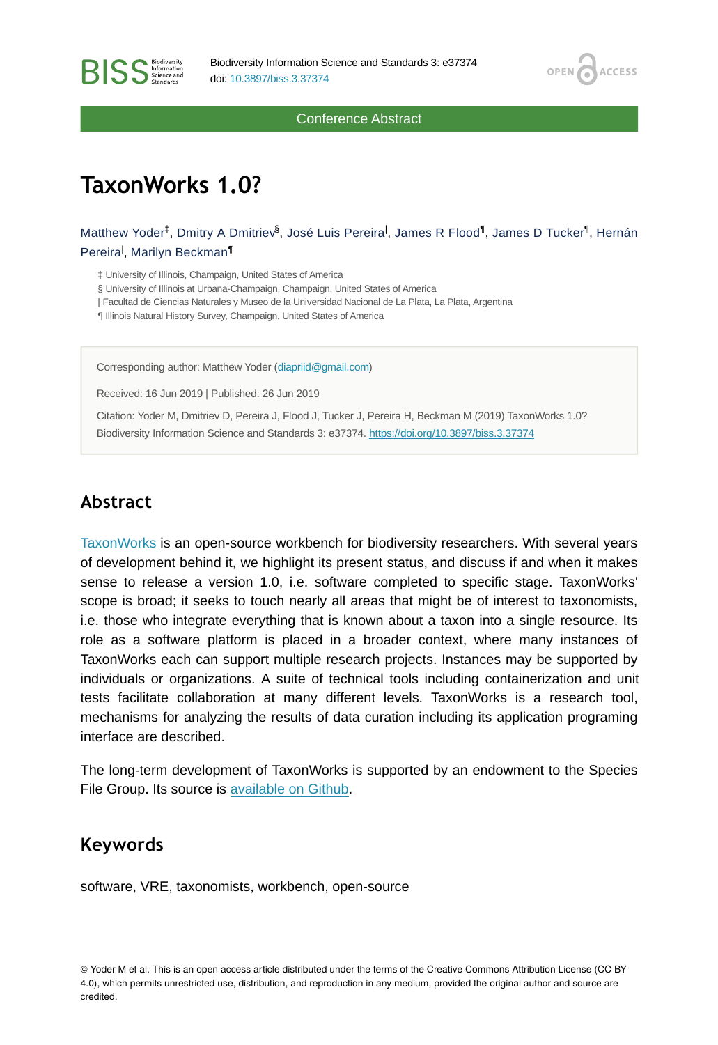Conference Abstract

# TaxonWorks 1.0?

Matthew Yoder[‡], Dmitry A Dmitriev[§], José Luis Pereira[|], James R Flood[¶], James D Tucker[¶], Hernán Pereira[|], Marilyn Beckman[¶]

‡ University of Illinois, Champaign, United States of America
§ University of Illinois at Urbana-Champaign, Champaign, United States of America
| Facultad de Ciencias Naturales y Museo de la Universidad Nacional de La Plata, La Plata, Argentina
¶ Illinois Natural History Survey, Champaign, United States of America

Corresponding author: Matthew Yoder (diapriid@gmail.com)

Received: 16 Jun 2019 | Published: 26 Jun 2019

Citation: Yoder M, Dmitriev D, Pereira J, Flood J, Tucker J, Pereira H, Beckman M (2019) TaxonWorks 1.0? Biodiversity Information Science and Standards 3: e37374. https://doi.org/10.3897/biss.3.37374

## Abstract

TaxonWorks is an open-source workbench for biodiversity researchers. With several years of development behind it, we highlight its present status, and discuss if and when it makes sense to release a version 1.0, i.e. software completed to specific stage. TaxonWorks' scope is broad; it seeks to touch nearly all areas that might be of interest to taxonomists, i.e. those who integrate everything that is known about a taxon into a single resource. Its role as a software platform is placed in a broader context, where many instances of TaxonWorks each can support multiple research projects. Instances may be supported by individuals or organizations. A suite of technical tools including containerization and unit tests facilitate collaboration at many different levels. TaxonWorks is a research tool, mechanisms for analyzing the results of data curation including its application programing interface are described.

The long-term development of TaxonWorks is supported by an endowment to the Species File Group. Its source is available on Github.

## Keywords

software, VRE, taxonomists, workbench, open-source

© Yoder M et al. This is an open access article distributed under the terms of the Creative Commons Attribution License (CC BY 4.0), which permits unrestricted use, distribution, and reproduction in any medium, provided the original author and source are credited.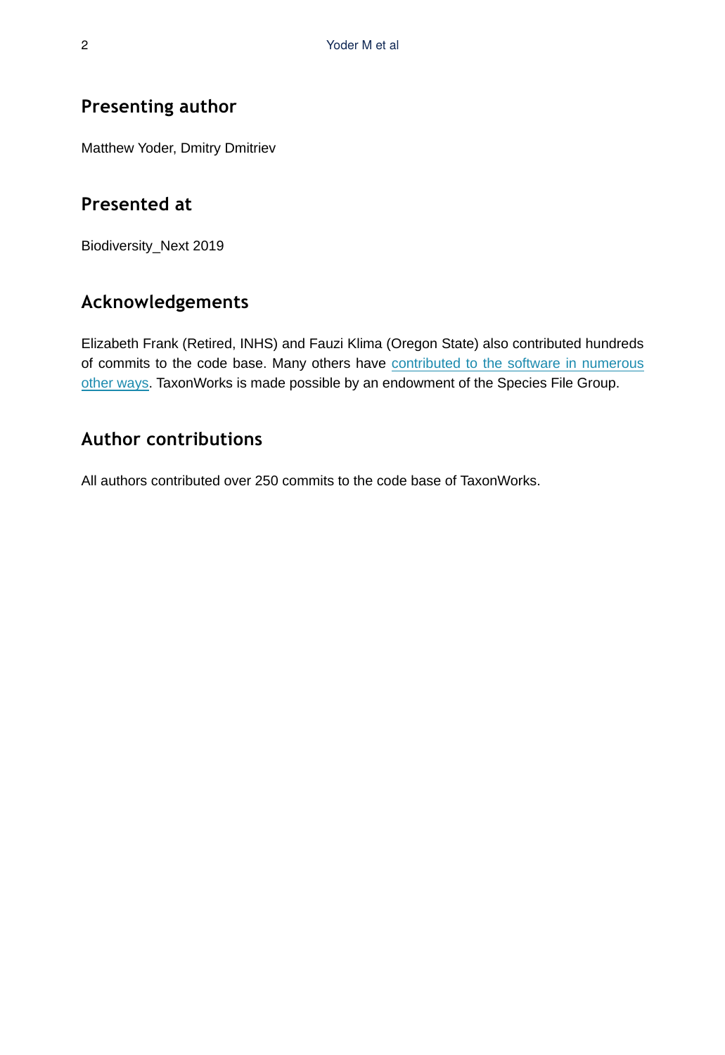## Presenting author

Matthew Yoder, Dmitry Dmitriev

## Presented at

Biodiversity_Next 2019

## Acknowledgements

Elizabeth Frank (Retired, INHS) and Fauzi Klima (Oregon State) also contributed hundreds of commits to the code base. Many others have contributed to the software in numerous other ways. TaxonWorks is made possible by an endowment of the Species File Group.

## Author contributions

All authors contributed over 250 commits to the code base of TaxonWorks.